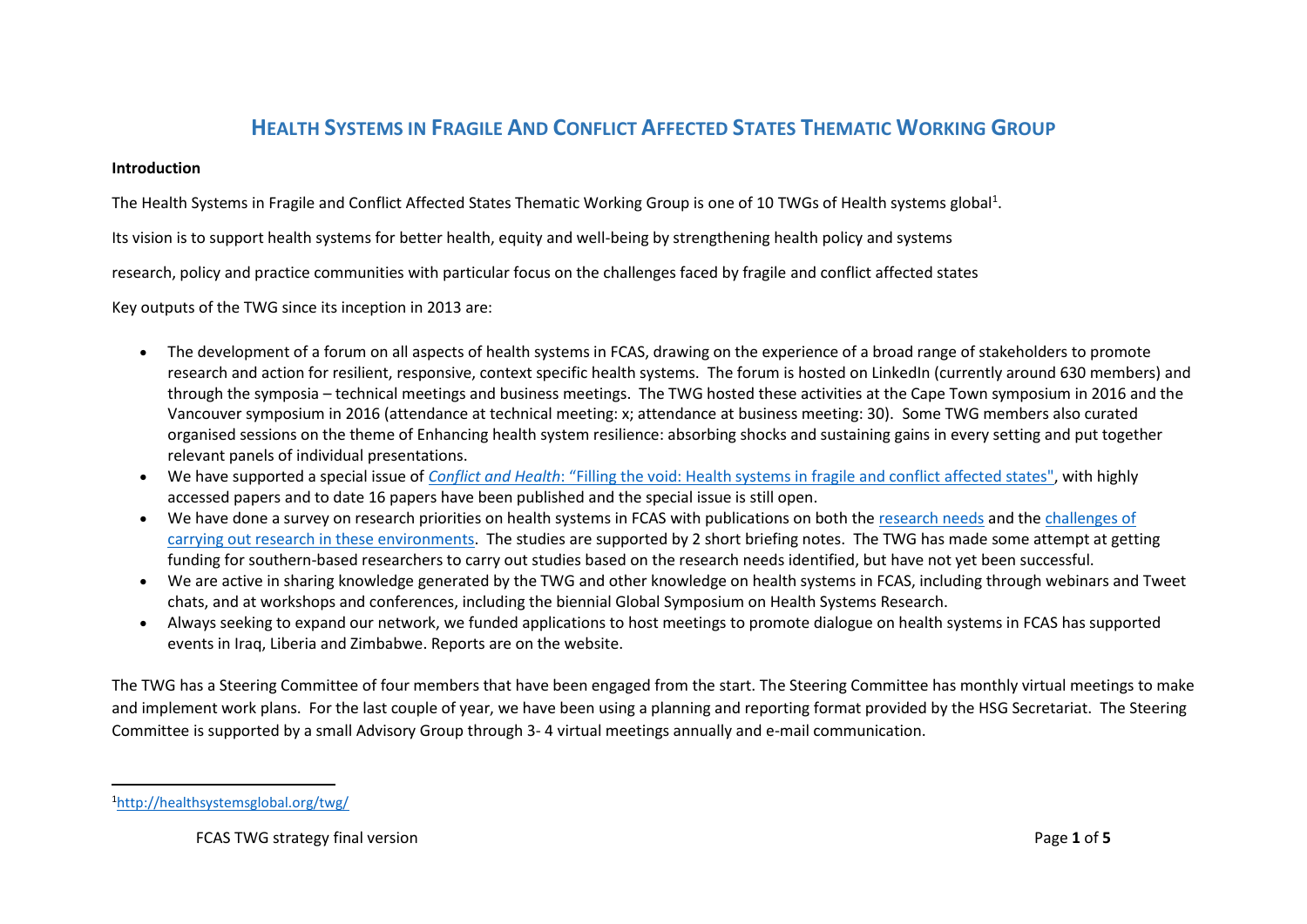# HEALTH SYSTEMS IN FRAGILE AND CONFLICT AFFECTED STATES THEMATIC WORKING GROUP

**Introduction**

The Health Systems in Fragile and Conflict Affected States Thematic Working Group is one of 10 TWGs of Health systems global[1].

Its vision is to support health systems for better health, equity and well-being by strengthening health policy and systems

research, policy and practice communities with particular focus on the challenges faced by fragile and conflict affected states

Key outputs of the TWG since its inception in 2013 are:

- The development of a forum on all aspects of health systems in FCAS, drawing on the experience of a broad range of stakeholders to promote research and action for resilient, responsive, context specific health systems. The forum is hosted on LinkedIn (currently around 630 members) and through the symposia – technical meetings and business meetings. The TWG hosted these activities at the Cape Town symposium in 2016 and the Vancouver symposium in 2016 (attendance at technical meeting: x; attendance at business meeting: 30). Some TWG members also curated organised sessions on the theme of Enhancing health system resilience: absorbing shocks and sustaining gains in every setting and put together relevant panels of individual presentations.
- We have supported a special issue of *Conflict and Health*: "Filling the void: Health systems in fragile and conflict affected states", with highly accessed papers and to date 16 papers have been published and the special issue is still open.
- We have done a survey on research priorities on health systems in FCAS with publications on both the research needs and the challenges of carrying out research in these environments. The studies are supported by 2 short briefing notes. The TWG has made some attempt at getting funding for southern-based researchers to carry out studies based on the research needs identified, but have not yet been successful.
- We are active in sharing knowledge generated by the TWG and other knowledge on health systems in FCAS, including through webinars and Tweet chats, and at workshops and conferences, including the biennial Global Symposium on Health Systems Research.
- Always seeking to expand our network, we funded applications to host meetings to promote dialogue on health systems in FCAS has supported events in Iraq, Liberia and Zimbabwe. Reports are on the website.

The TWG has a Steering Committee of four members that have been engaged from the start. The Steering Committee has monthly virtual meetings to make and implement work plans. For the last couple of year, we have been using a planning and reporting format provided by the HSG Secretariat. The Steering Committee is supported by a small Advisory Group through 3- 4 virtual meetings annually and e-mail communication.

[1] http://healthsystemsglobal.org/twg/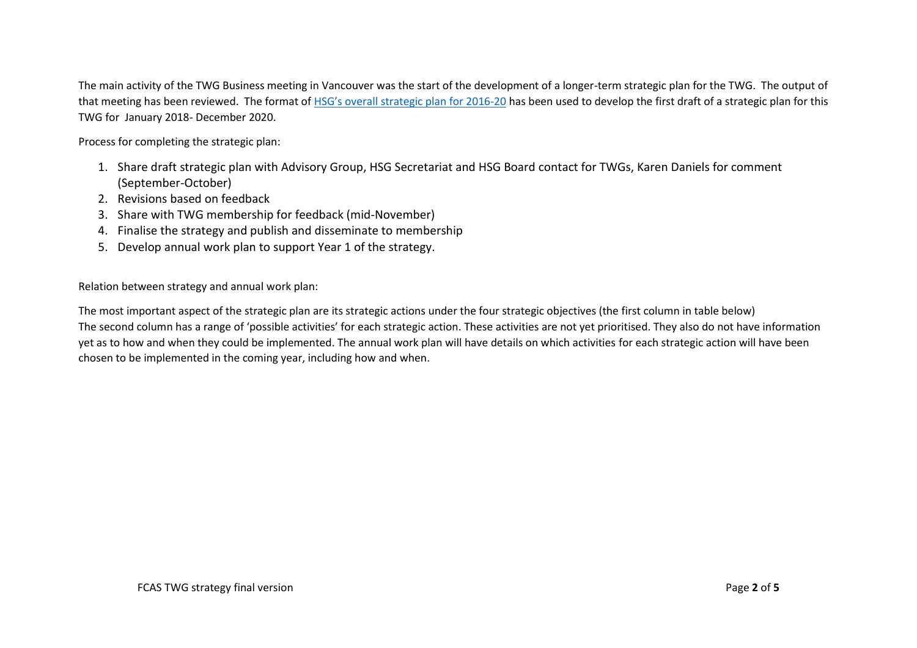The main activity of the TWG Business meeting in Vancouver was the start of the development of a longer-term strategic plan for the TWG. The output of that meeting has been reviewed. The format of [HSG's overall strategic plan for 2016-20] has been used to develop the first draft of a strategic plan for this TWG for January 2018- December 2020.

Process for completing the strategic plan:

1. Share draft strategic plan with Advisory Group, HSG Secretariat and HSG Board contact for TWGs, Karen Daniels for comment (September-October)
2. Revisions based on feedback
3. Share with TWG membership for feedback (mid-November)
4. Finalise the strategy and publish and disseminate to membership
5. Develop annual work plan to support Year 1 of the strategy.

Relation between strategy and annual work plan:

The most important aspect of the strategic plan are its strategic actions under the four strategic objectives (the first column in table below)
The second column has a range of 'possible activities' for each strategic action. These activities are not yet prioritised. They also do not have information yet as to how and when they could be implemented. The annual work plan will have details on which activities for each strategic action will have been chosen to be implemented in the coming year, including how and when.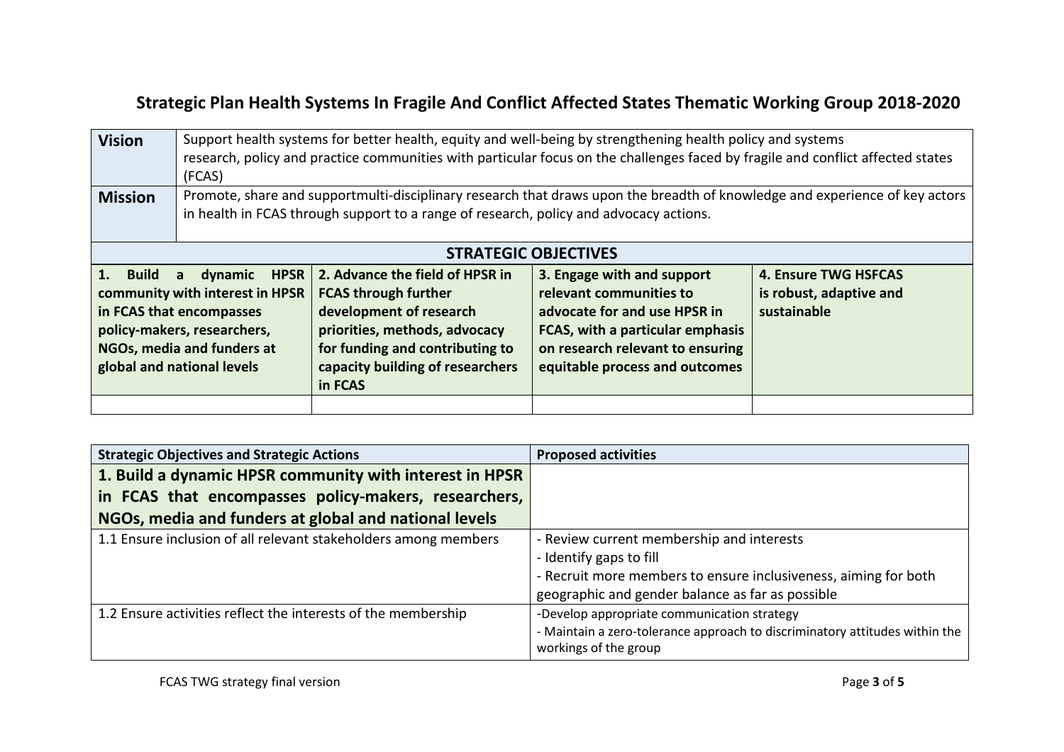# Strategic Plan Health Systems In Fragile And Conflict Affected States Thematic Working Group 2018-2020

| | |
|---|---|
| **Vision** | Support health systems for better health, equity and well-being by strengthening health policy and systems research, policy and practice communities with particular focus on the challenges faced by fragile and conflict affected states (FCAS) |
| **Mission** | Promote, share and supportmulti-disciplinary research that draws upon the breadth of knowledge and experience of key actors in health in FCAS through support to a range of research, policy and advocacy actions. |

| **STRATEGIC OBJECTIVES** | | | |
|---|---|---|---|
| **1. Build a dynamic HPSR community with interest in HPSR in FCAS that encompasses policy-makers, researchers, NGOs, media and funders at global and national levels** | **2. Advance the field of HPSR in FCAS through further development of research priorities, methods, advocacy for funding and contributing to capacity building of researchers in FCAS** | **3. Engage with and support relevant communities to advocate for and use HPSR in FCAS, with a particular emphasis on research relevant to ensuring equitable process and outcomes** | **4. Ensure TWG HSFCAS is robust, adaptive and sustainable** |
| | | | |

| **Strategic Objectives and Strategic Actions** | **Proposed activities** |
|---|---|
| **1. Build a dynamic HPSR community with interest in HPSR in FCAS that encompasses policy-makers, researchers, NGOs, media and funders at global and national levels** | |
| 1.1 Ensure inclusion of all relevant stakeholders among members | - Review current membership and interests<br>- Identify gaps to fill<br>- Recruit more members to ensure inclusiveness, aiming for both geographic and gender balance as far as possible |
| 1.2 Ensure activities reflect the interests of the membership | -Develop appropriate communication strategy<br>- Maintain a zero-tolerance approach to discriminatory attitudes within the workings of the group |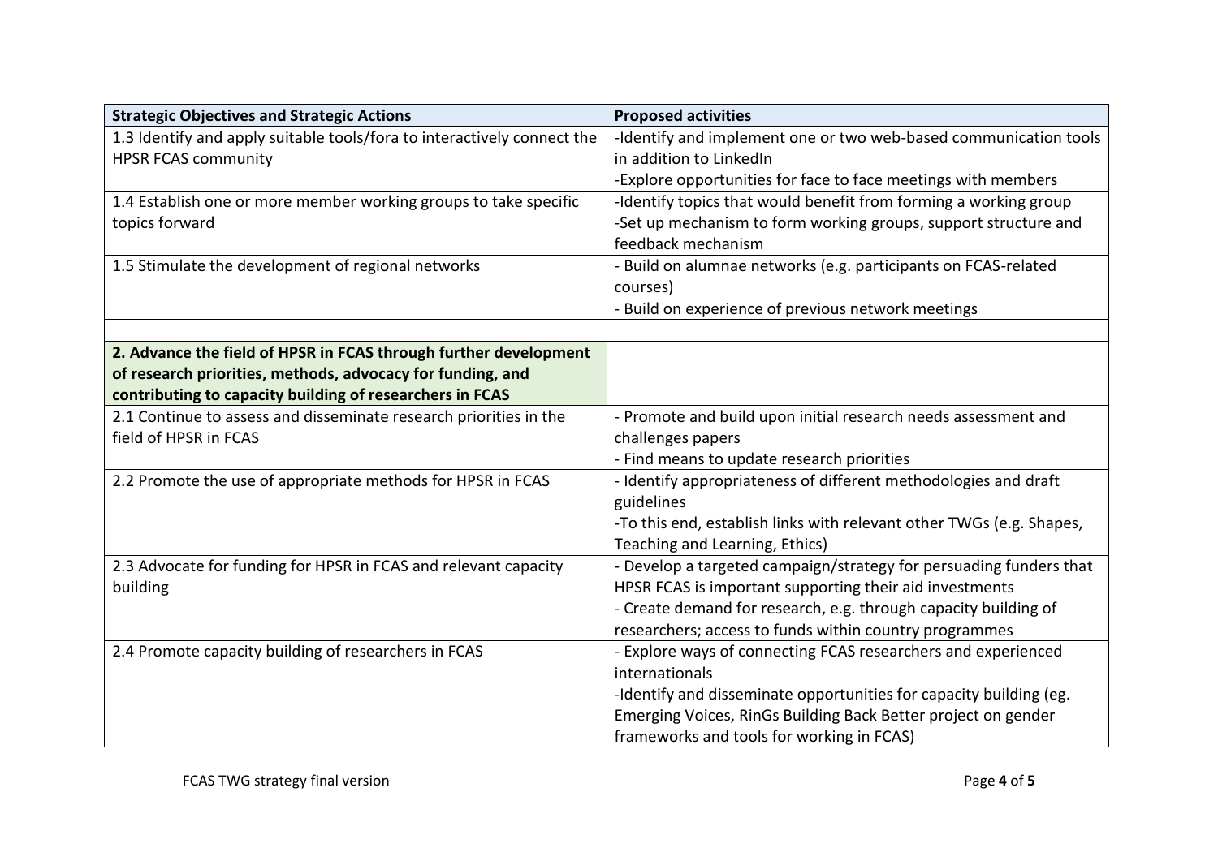| Strategic Objectives and Strategic Actions | Proposed activities |
|---|---|
| 1.3 Identify and apply suitable tools/fora to interactively connect the HPSR FCAS community | -Identify and implement one or two web-based communication tools in addition to LinkedIn<br>-Explore opportunities for face to face meetings with members |
| 1.4 Establish one or more member working groups to take specific topics forward | -Identify topics that would benefit from forming a working group<br>-Set up mechanism to form working groups, support structure and feedback mechanism |
| 1.5 Stimulate the development of regional networks | - Build on alumnae networks (e.g. participants on FCAS-related courses)<br>- Build on experience of previous network meetings |
| | |
| **2. Advance the field of HPSR in FCAS through further development of research priorities, methods, advocacy for funding, and contributing to capacity building of researchers in FCAS** | |
| 2.1 Continue to assess and disseminate research priorities in the field of HPSR in FCAS | - Promote and build upon initial research needs assessment and challenges papers<br>- Find means to update research priorities |
| 2.2 Promote the use of appropriate methods for HPSR in FCAS | - Identify appropriateness of different methodologies and draft guidelines<br>-To this end, establish links with relevant other TWGs (e.g. Shapes, Teaching and Learning, Ethics) |
| 2.3 Advocate for funding for HPSR in FCAS and relevant capacity building | - Develop a targeted campaign/strategy for persuading funders that HPSR FCAS is important supporting their aid investments<br>- Create demand for research, e.g. through capacity building of researchers; access to funds within country programmes |
| 2.4 Promote capacity building of researchers in FCAS | - Explore ways of connecting FCAS researchers and experienced internationals<br>-Identify and disseminate opportunities for capacity building (eg. Emerging Voices, RinGs Building Back Better project on gender frameworks and tools for working in FCAS) |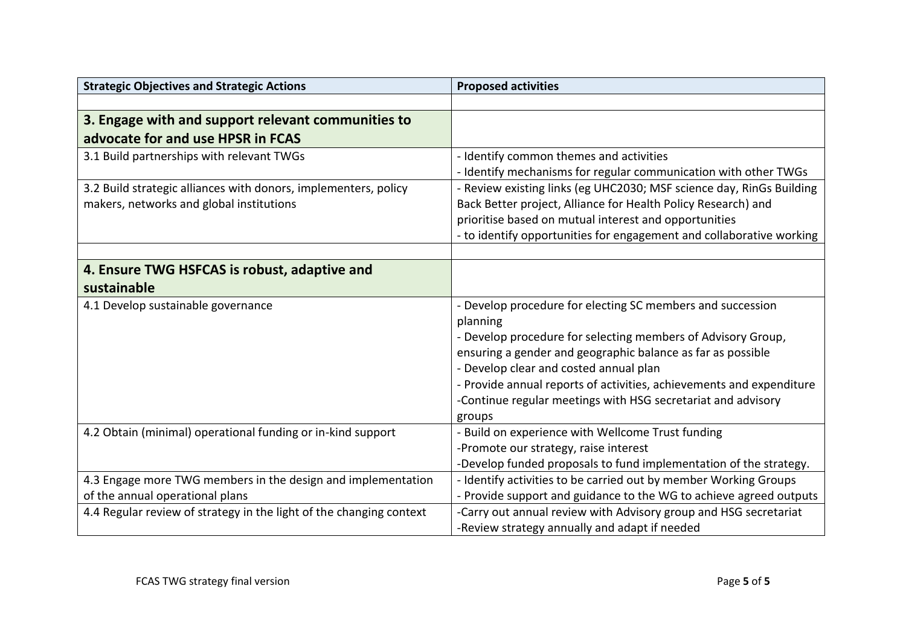| Strategic Objectives and Strategic Actions | Proposed activities |
|---|---|
| | |
| **3. Engage with and support relevant communities to advocate for and use HPSR in FCAS** | |
| 3.1 Build partnerships with relevant TWGs | - Identify common themes and activities<br>- Identify mechanisms for regular communication with other TWGs |
| 3.2 Build strategic alliances with donors, implementers, policy makers, networks and global institutions | - Review existing links (eg UHC2030; MSF science day, RinGs Building Back Better project, Alliance for Health Policy Research) and prioritise based on mutual interest and opportunities<br>- to identify opportunities for engagement and collaborative working |
| | |
| **4. Ensure TWG HSFCAS is robust, adaptive and sustainable** | |
| 4.1 Develop sustainable governance | - Develop procedure for electing SC members and succession planning<br>- Develop procedure for selecting members of Advisory Group, ensuring a gender and geographic balance as far as possible<br>- Develop clear and costed annual plan<br>- Provide annual reports of activities, achievements and expenditure<br>-Continue regular meetings with HSG secretariat and advisory groups |
| 4.2 Obtain (minimal) operational funding or in-kind support | - Build on experience with Wellcome Trust funding<br>-Promote our strategy, raise interest<br>-Develop funded proposals to fund implementation of the strategy. |
| 4.3 Engage more TWG members in the design and implementation of the annual operational plans | - Identify activities to be carried out by member Working Groups<br>- Provide support and guidance to the WG to achieve agreed outputs |
| 4.4 Regular review of strategy in the light of the changing context | -Carry out annual review with Advisory group and HSG secretariat<br>-Review strategy annually and adapt if needed |